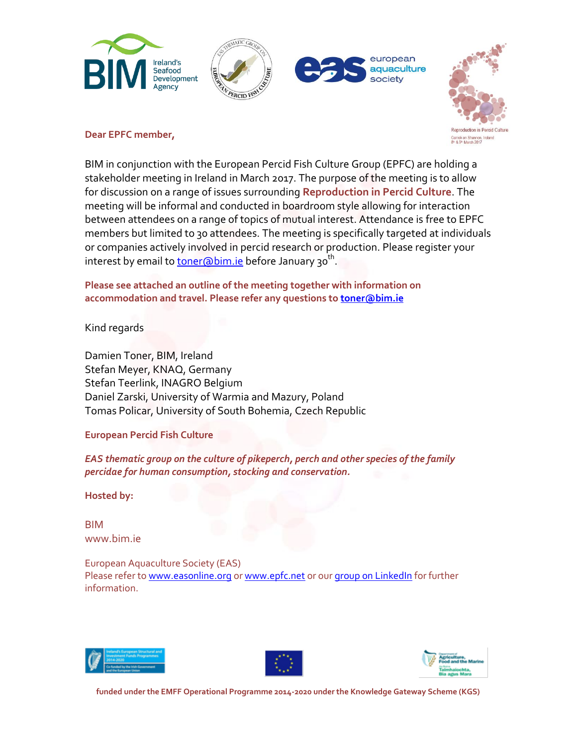**Dear EPFC member,**

BIM in conjunction with the European Percid Fish Culture Group (EPFC) are holding a stakeholder meeting in Ireland in March 2017. The purpose of the meeting is to allow for discussion on a range of issues surrounding **Reproduction in Percid Culture**. The meeting will be informal and conducted in boardroom style allowing for interaction between attendees on a range of topics of mutual interest. Attendance is free to EPFC members but limited to 30 attendees. The meeting is specifically targeted at individuals or companies actively involved in percid research or production. Please register your interest by email to toner@bim.ie before January 30th.

**Please see attached an outline of the meeting together with information on accommodation and travel. Please refer any questions to toner@bim.ie**

Kind regards

Damien Toner, BIM, Ireland
Stefan Meyer, KNAQ, Germany
Stefan Teerlink, INAGRO Belgium
Daniel Zarski, University of Warmia and Mazury, Poland
Tomas Policar, University of South Bohemia, Czech Republic

**European Percid Fish Culture**

***EAS thematic group on the culture of pikeperch, perch and other species of the family percidae for human consumption, stocking and conservation.***

**Hosted by:**

BIM
www.bim.ie

European Aquaculture Society (EAS)
Please refer to www.easonline.org or www.epfc.net or our group on LinkedIn for further information.

**funded under the EMFF Operational Programme 2014-2020 under the Knowledge Gateway Scheme (KGS)**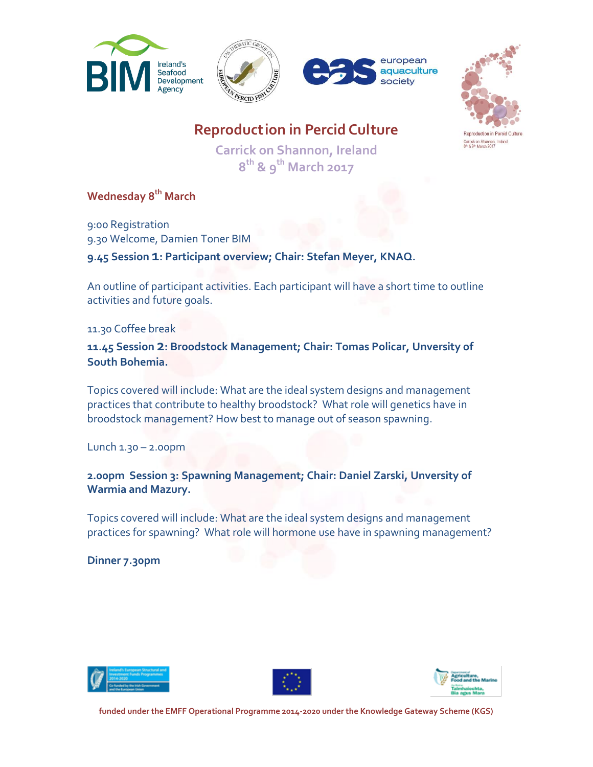# Reproduction in Percid Culture

## Carrick on Shannon, Ireland
## 8th & 9th March 2017

### Wednesday 8th March

9:00 Registration
9.30 Welcome, Damien Toner BIM

**9.45 Session 1: Participant overview; Chair: Stefan Meyer, KNAQ.**

An outline of participant activities. Each participant will have a short time to outline activities and future goals.

11.30 Coffee break

**11.45 Session 2: Broodstock Management; Chair: Tomas Policar, Unversity of South Bohemia.**

Topics covered will include: What are the ideal system designs and management practices that contribute to healthy broodstock? What role will genetics have in broodstock management? How best to manage out of season spawning.

Lunch 1.30 – 2.00pm

**2.00pm Session 3: Spawning Management; Chair: Daniel Zarski, Unversity of Warmia and Mazury.**

Topics covered will include: What are the ideal system designs and management practices for spawning? What role will hormone use have in spawning management?

**Dinner 7.30pm**

funded under the EMFF Operational Programme 2014-2020 under the Knowledge Gateway Scheme (KGS)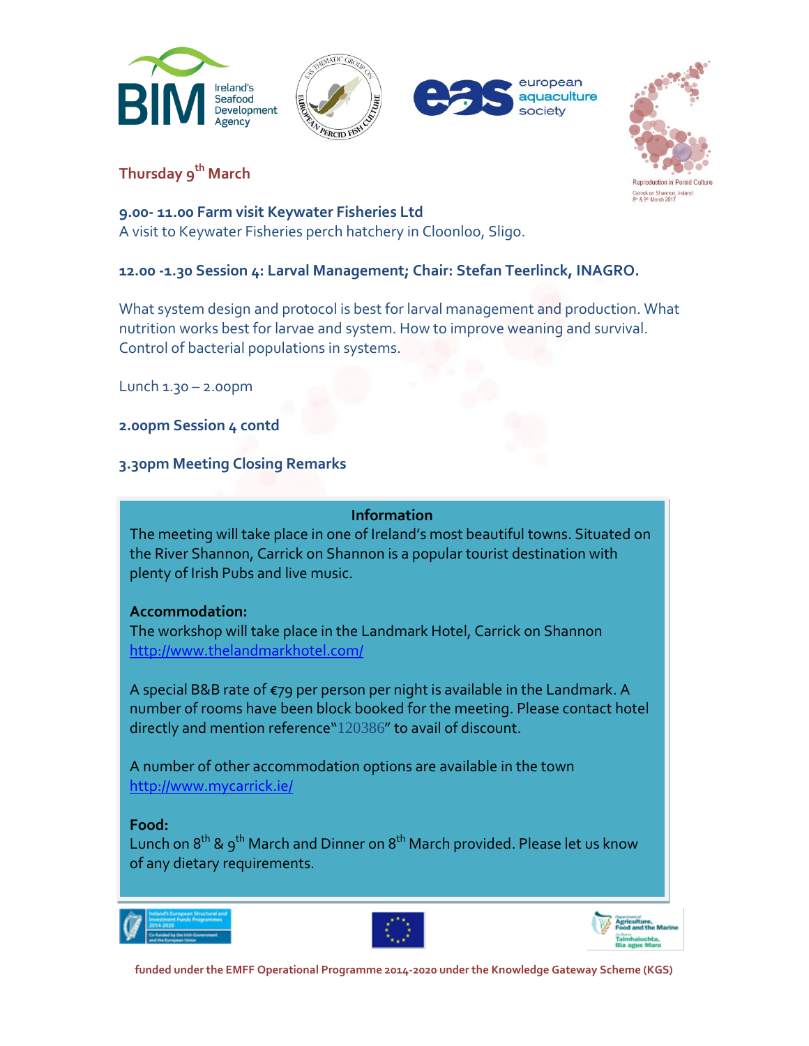## Thursday 9th March

**9.00- 11.00 Farm visit Keywater Fisheries Ltd**

A visit to Keywater Fisheries perch hatchery in Cloonloo, Sligo.

**12.00 -1.30 Session 4: Larval Management; Chair: Stefan Teerlinck, INAGRO.**

What system design and protocol is best for larval management and production. What nutrition works best for larvae and system. How to improve weaning and survival. Control of bacterial populations in systems.

Lunch 1.30 – 2.00pm

**2.00pm Session 4 contd**

**3.30pm Meeting Closing Remarks**

### Information

The meeting will take place in one of Ireland's most beautiful towns. Situated on the River Shannon, Carrick on Shannon is a popular tourist destination with plenty of Irish Pubs and live music.

**Accommodation:**

The workshop will take place in the Landmark Hotel, Carrick on Shannon
http://www.thelandmarkhotel.com/

A special B&B rate of €79 per person per night is available in the Landmark. A number of rooms have been block booked for the meeting. Please contact hotel directly and mention reference"120386" to avail of discount.

A number of other accommodation options are available in the town
http://www.mycarrick.ie/

**Food:**

Lunch on 8th & 9th March and Dinner on 8th March provided. Please let us know of any dietary requirements.

**funded under the EMFF Operational Programme 2014-2020 under the Knowledge Gateway Scheme (KGS)**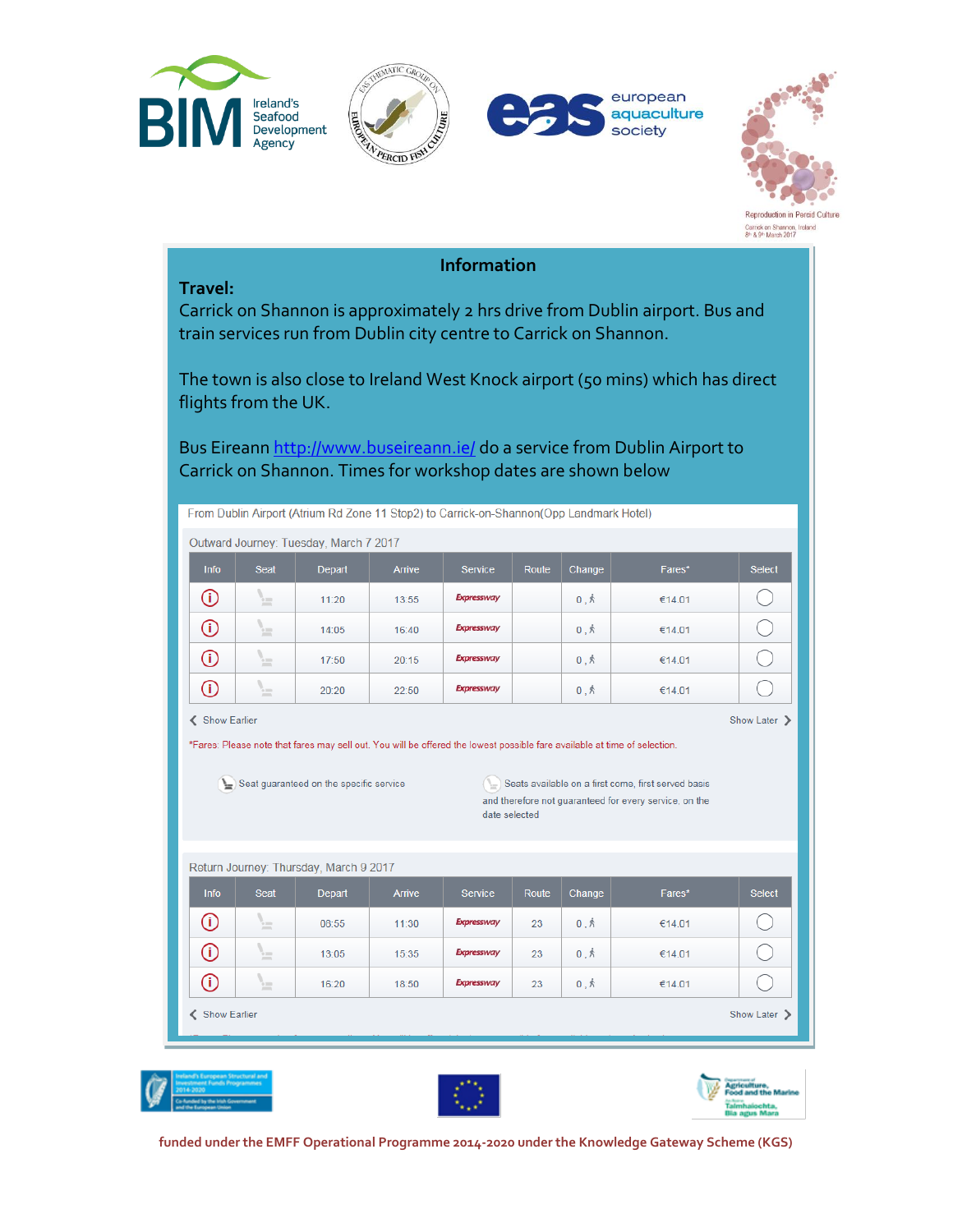## Information

**Travel:**

Carrick on Shannon is approximately 2 hrs drive from Dublin airport. Bus and train services run from Dublin city centre to Carrick on Shannon.

The town is also close to Ireland West Knock airport (50 mins) which has direct flights from the UK.

Bus Eireann http://www.buseireann.ie/ do a service from Dublin Airport to Carrick on Shannon. Times for workshop dates are shown below

From Dublin Airport (Atrium Rd Zone 11 Stop2) to Carrick-on-Shannon(Opp Landmark Hotel)

Outward Journey: Tuesday, March 7 2017

| Info | Seat | Depart | Arrive | Service | Route | Change | Fares* | Select |
|---|---|---|---|---|---|---|---|---|
| | | 11:20 | 13:55 | Expressway | | 0 | €14.01 | |
| | | 14:05 | 16:40 | Expressway | | 0 | €14.01 | |
| | | 17:50 | 20:15 | Expressway | | 0 | €14.01 | |
| | | 20:20 | 22:50 | Expressway | | 0 | €14.01 | |

Show Earlier Show Later

*Fares: Please note that fares may sell out. You will be offered the lowest possible fare available at time of selection.

Seat guaranteed on the specific service

Seats available on a first come, first served basis and therefore not guaranteed for every service, on the date selected

Return Journey: Thursday, March 9 2017

| Info | Seat | Depart | Arrive | Service | Route | Change | Fares* | Select |
|---|---|---|---|---|---|---|---|---|
| | | 08:55 | 11:30 | Expressway | 23 | 0 | €14.01 | |
| | | 13:05 | 15:35 | Expressway | 23 | 0 | €14.01 | |
| | | 16:20 | 18:50 | Expressway | 23 | 0 | €14.01 | |

Show Earlier Show Later

**funded under the EMFF Operational Programme 2014-2020 under the Knowledge Gateway Scheme (KGS)**